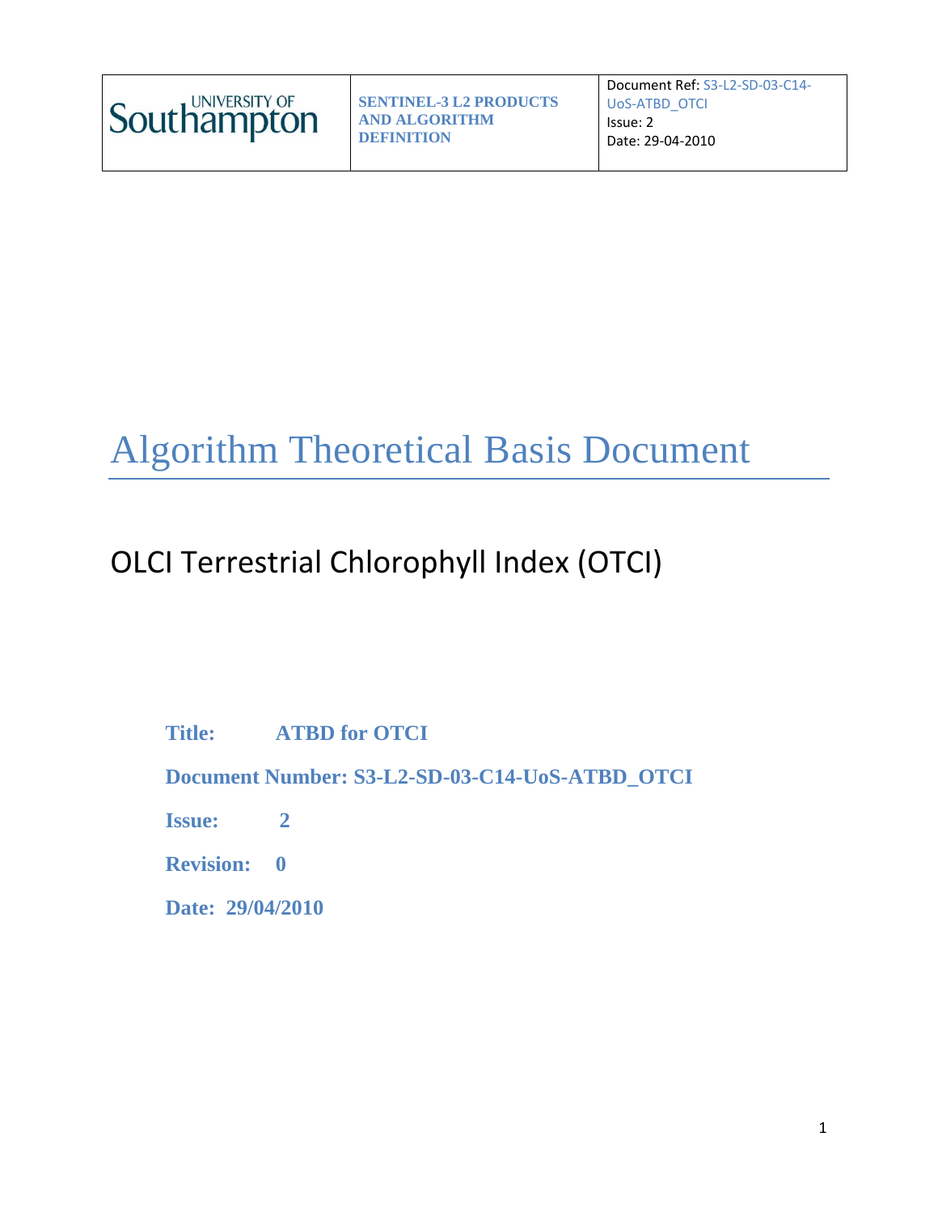| University of Southampton | SENTINEL-3 L2 PRODUCTS AND ALGORITHM DEFINITION | Document Ref: S3-L2-SD-03-C14-UoS-ATBD_OTCI<br>Issue: 2<br>Date: 29-04-2010 |
|---|---|---|

# Algorithm Theoretical Basis Document

## OLCI Terrestrial Chlorophyll Index (OTCI)

**Title: ATBD for OTCI**

**Document Number: S3-L2-SD-03-C14-UoS-ATBD_OTCI**

**Issue: 2**

**Revision: 0**

**Date: 29/04/2010**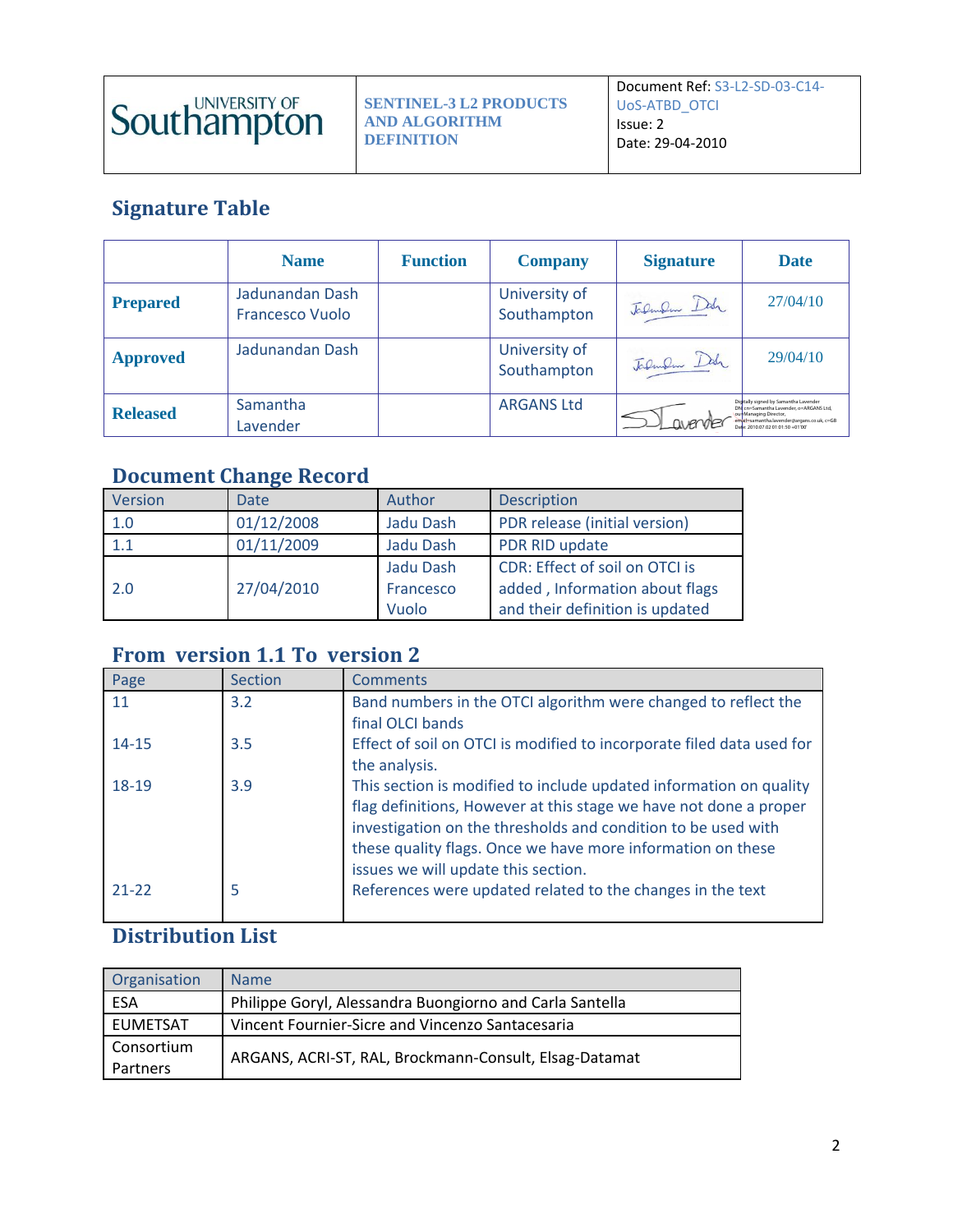| | | |
|---|---|---|
| UNIVERSITY OF Southampton | SENTINEL-3 L2 PRODUCTS AND ALGORITHM DEFINITION | Document Ref: S3-L2-SD-03-C14-UoS-ATBD_OTCI<br>Issue: 2<br>Date: 29-04-2010 |

## Signature Table

| | Name | Function | Company | Signature | Date |
|---|---|---|---|---|---|
| **Prepared** | Jadunandan Dash<br>Francesco Vuolo | | University of Southampton | Jadunandan Dash | 27/04/10 |
| **Approved** | Jadunandan Dash | | University of Southampton | Jadunandan Dash | 29/04/10 |
| **Released** | Samantha Lavender | | ARGANS Ltd | S Lavender (Digitally signed by Samantha Lavender DN: cn=Samantha Lavender, o=ARGANS Ltd, ou=Managing Director, email=samantha.lavender@argans.co.uk, c=GB Date: 2010.07.02 01:01:50 +01'00') | |

## Document Change Record

| Version | Date | Author | Description |
|---|---|---|---|
| 1.0 | 01/12/2008 | Jadu Dash | PDR release (initial version) |
| 1.1 | 01/11/2009 | Jadu Dash | PDR RID update |
| 2.0 | 27/04/2010 | Jadu Dash<br>Francesco Vuolo | CDR: Effect of soil on OTCI is added , Information about flags and their definition is updated |

## From version 1.1 To version 2

| Page | Section | Comments |
|---|---|---|
| 11 | 3.2 | Band numbers in the OTCI algorithm were changed to reflect the final OLCI bands |
| 14-15 | 3.5 | Effect of soil on OTCI is modified to incorporate filed data used for the analysis. |
| 18-19 | 3.9 | This section is modified to include updated information on quality flag definitions, However at this stage we have not done a proper investigation on the thresholds and condition to be used with these quality flags. Once we have more information on these issues we will update this section. |
| 21-22 | 5 | References were updated related to the changes in the text |

## Distribution List

| Organisation | Name |
|---|---|
| ESA | Philippe Goryl, Alessandra Buongiorno and Carla Santella |
| EUMETSAT | Vincent Fournier-Sicre and Vincenzo Santacesaria |
| Consortium Partners | ARGANS, ACRI-ST, RAL, Brockmann-Consult, Elsag-Datamat |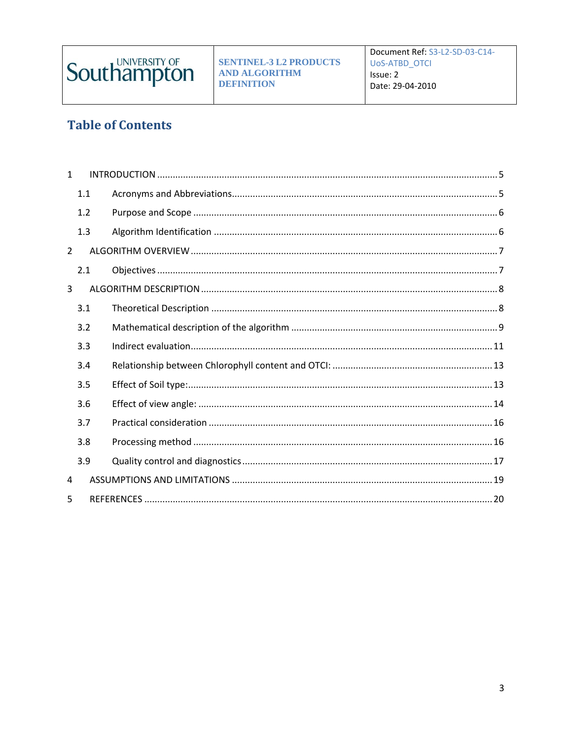# Table of Contents

1 INTRODUCTION .......... 5
  1.1 Acronyms and Abbreviations .......... 5
  1.2 Purpose and Scope .......... 6
  1.3 Algorithm Identification .......... 6
2 ALGORITHM OVERVIEW .......... 7
  2.1 Objectives .......... 7
3 ALGORITHM DESCRIPTION .......... 8
  3.1 Theoretical Description .......... 8
  3.2 Mathematical description of the algorithm .......... 9
  3.3 Indirect evaluation .......... 11
  3.4 Relationship between Chlorophyll content and OTCI: .......... 13
  3.5 Effect of Soil type: .......... 13
  3.6 Effect of view angle: .......... 14
  3.7 Practical consideration .......... 16
  3.8 Processing method .......... 16
  3.9 Quality control and diagnostics .......... 17
4 ASSUMPTIONS AND LIMITATIONS .......... 19
5 REFERENCES .......... 20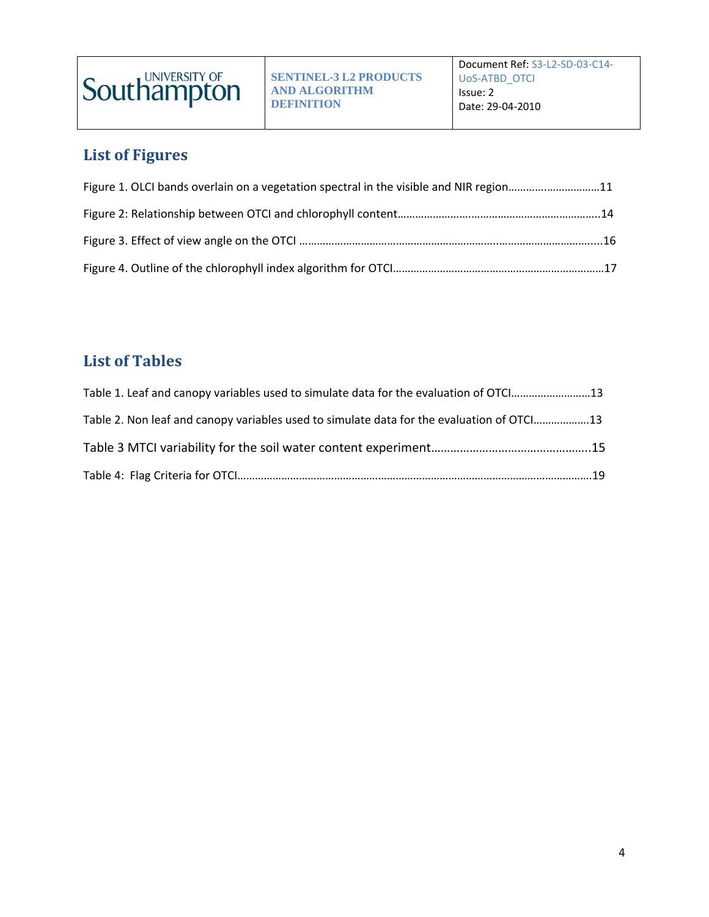## List of Figures

Figure 1. OLCI bands overlain on a vegetation spectral in the visible and NIR region…………………………11

Figure 2: Relationship between OTCI and chlorophyll content…………………………………………………………..14

Figure 3. Effect of view angle on the OTCI …………………………………………………………………………………………....16

Figure 4. Outline of the chlorophyll index algorithm for OTCI………………………………………………………………17

## List of Tables

Table 1. Leaf and canopy variables used to simulate data for the evaluation of OTCI………………………13

Table 2. Non leaf and canopy variables used to simulate data for the evaluation of OTCI……………….13

Table 3 MTCI variability for the soil water content experiment…………………………………………..15

Table 4: Flag Criteria for OTCI……………………………………………………………………………………………………………19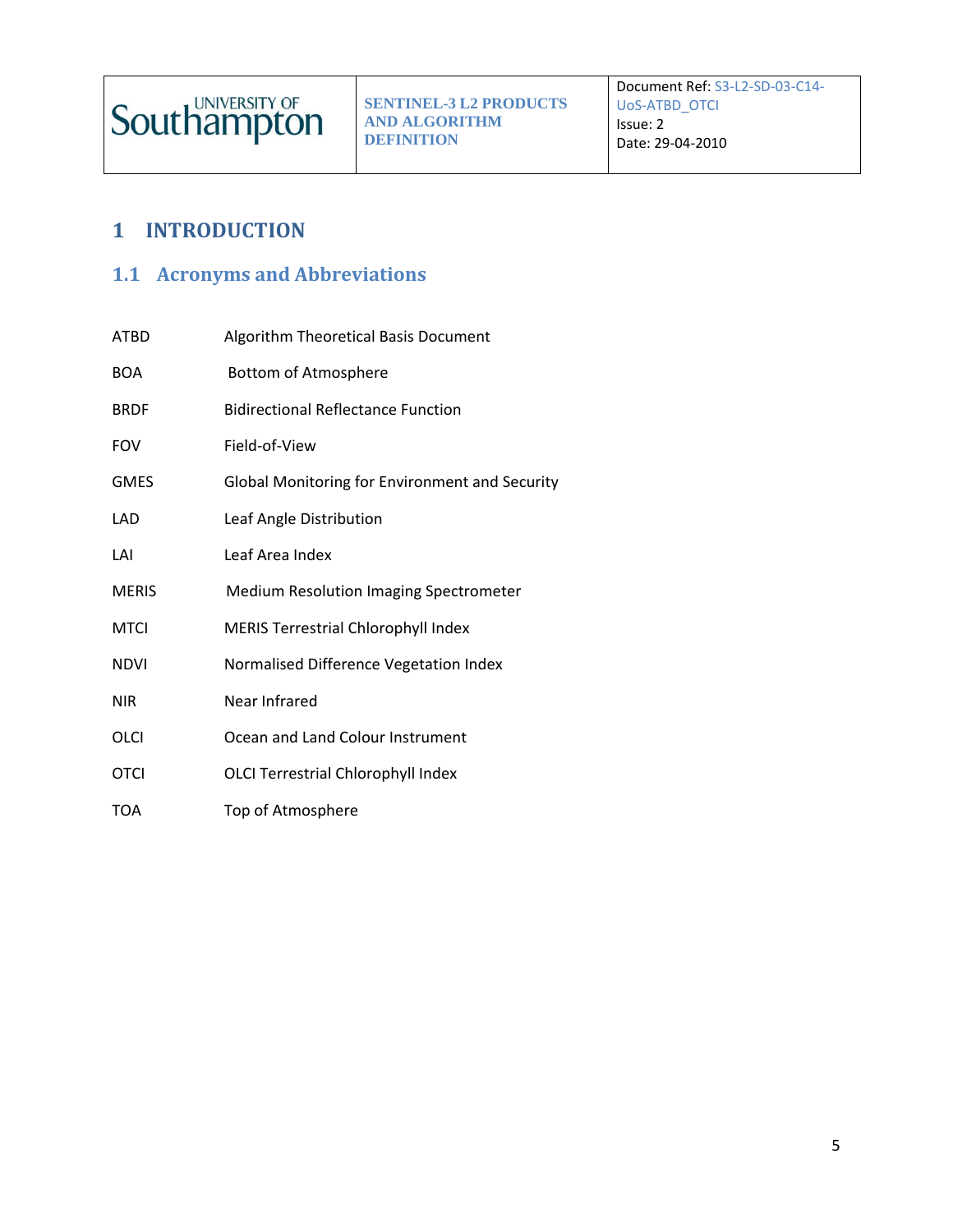# 1 INTRODUCTION

## 1.1 Acronyms and Abbreviations

| | |
|---|---|
| ATBD | Algorithm Theoretical Basis Document |
| BOA | Bottom of Atmosphere |
| BRDF | Bidirectional Reflectance Function |
| FOV | Field-of-View |
| GMES | Global Monitoring for Environment and Security |
| LAD | Leaf Angle Distribution |
| LAI | Leaf Area Index |
| MERIS | Medium Resolution Imaging Spectrometer |
| MTCI | MERIS Terrestrial Chlorophyll Index |
| NDVI | Normalised Difference Vegetation Index |
| NIR | Near Infrared |
| OLCI | Ocean and Land Colour Instrument |
| OTCI | OLCI Terrestrial Chlorophyll Index |
| TOA | Top of Atmosphere |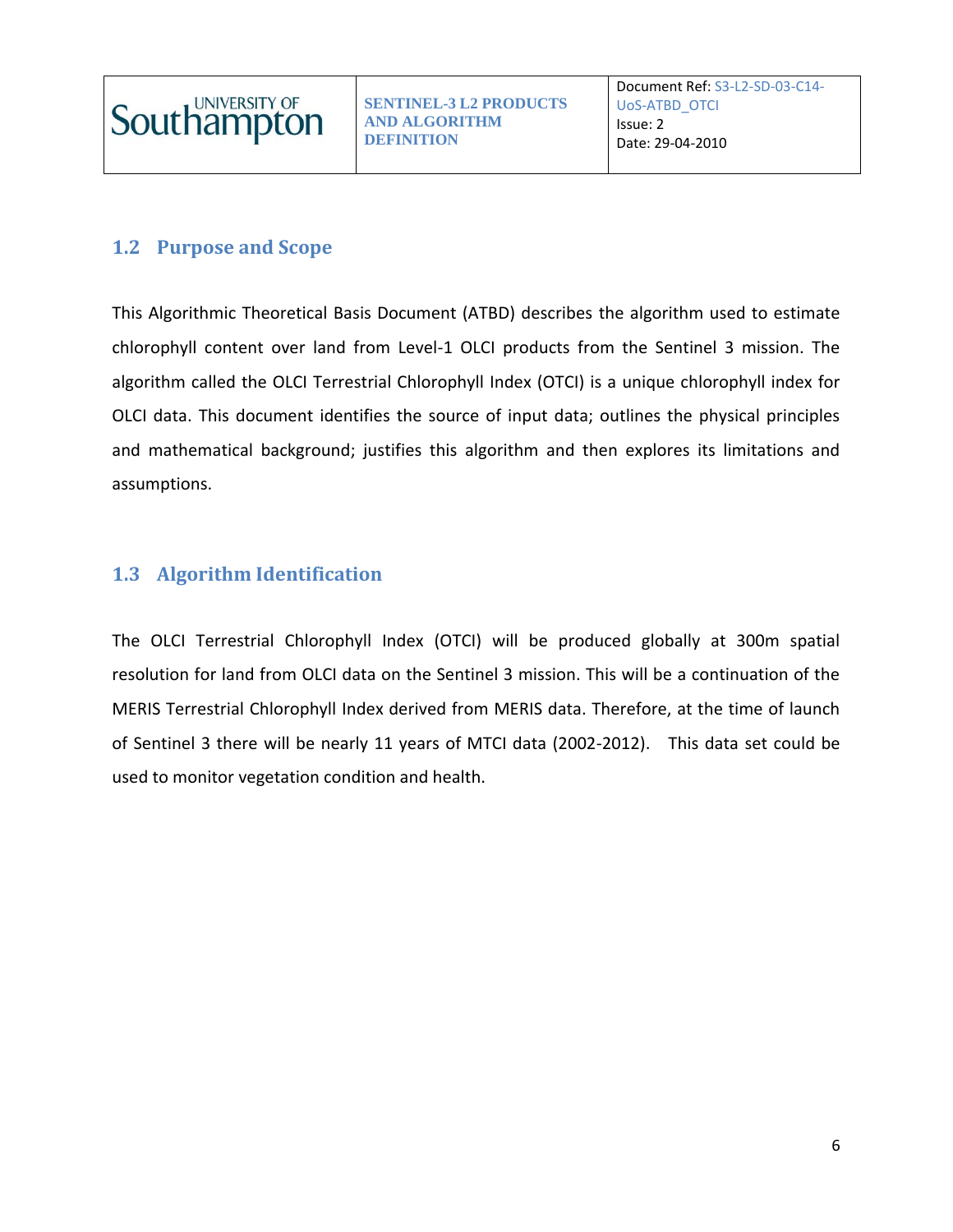## 1.2 Purpose and Scope

This Algorithmic Theoretical Basis Document (ATBD) describes the algorithm used to estimate chlorophyll content over land from Level-1 OLCI products from the Sentinel 3 mission. The algorithm called the OLCI Terrestrial Chlorophyll Index (OTCI) is a unique chlorophyll index for OLCI data. This document identifies the source of input data; outlines the physical principles and mathematical background; justifies this algorithm and then explores its limitations and assumptions.

## 1.3 Algorithm Identification

The OLCI Terrestrial Chlorophyll Index (OTCI) will be produced globally at 300m spatial resolution for land from OLCI data on the Sentinel 3 mission. This will be a continuation of the MERIS Terrestrial Chlorophyll Index derived from MERIS data. Therefore, at the time of launch of Sentinel 3 there will be nearly 11 years of MTCI data (2002-2012). This data set could be used to monitor vegetation condition and health.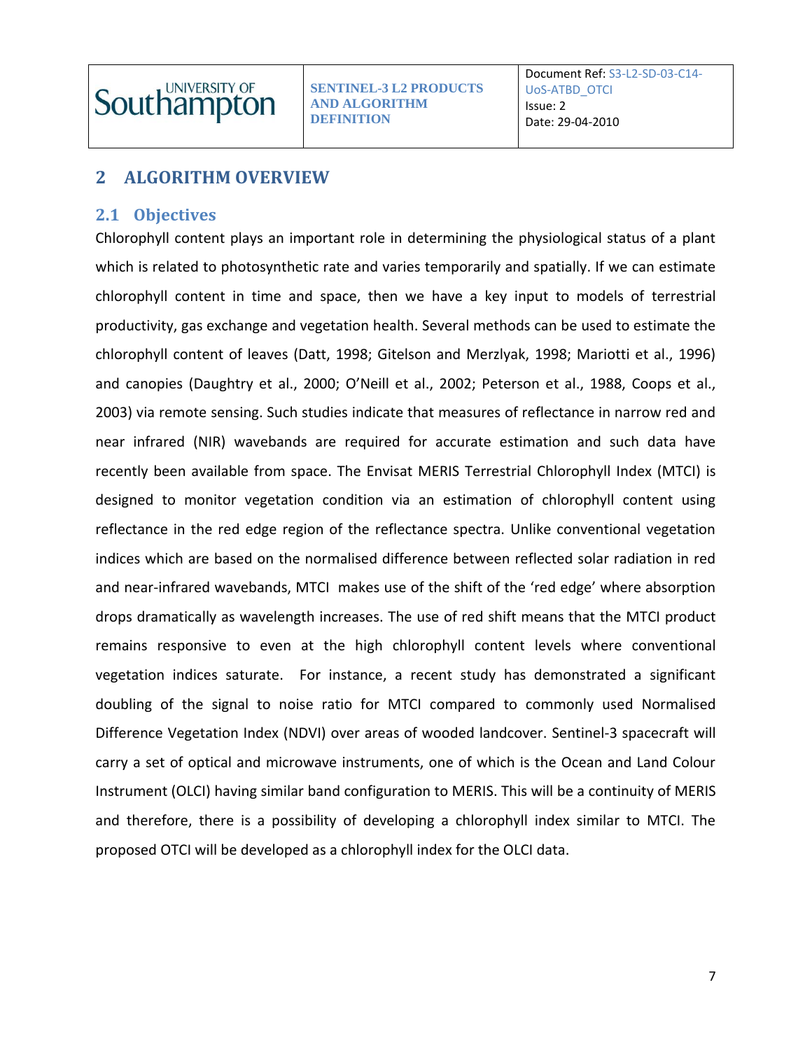# 2 ALGORITHM OVERVIEW

## 2.1 Objectives

Chlorophyll content plays an important role in determining the physiological status of a plant which is related to photosynthetic rate and varies temporarily and spatially. If we can estimate chlorophyll content in time and space, then we have a key input to models of terrestrial productivity, gas exchange and vegetation health. Several methods can be used to estimate the chlorophyll content of leaves (Datt, 1998; Gitelson and Merzlyak, 1998; Mariotti et al., 1996) and canopies (Daughtry et al., 2000; O'Neill et al., 2002; Peterson et al., 1988, Coops et al., 2003) via remote sensing. Such studies indicate that measures of reflectance in narrow red and near infrared (NIR) wavebands are required for accurate estimation and such data have recently been available from space. The Envisat MERIS Terrestrial Chlorophyll Index (MTCI) is designed to monitor vegetation condition via an estimation of chlorophyll content using reflectance in the red edge region of the reflectance spectra. Unlike conventional vegetation indices which are based on the normalised difference between reflected solar radiation in red and near-infrared wavebands, MTCI makes use of the shift of the 'red edge' where absorption drops dramatically as wavelength increases. The use of red shift means that the MTCI product remains responsive to even at the high chlorophyll content levels where conventional vegetation indices saturate. For instance, a recent study has demonstrated a significant doubling of the signal to noise ratio for MTCI compared to commonly used Normalised Difference Vegetation Index (NDVI) over areas of wooded landcover. Sentinel-3 spacecraft will carry a set of optical and microwave instruments, one of which is the Ocean and Land Colour Instrument (OLCI) having similar band configuration to MERIS. This will be a continuity of MERIS and therefore, there is a possibility of developing a chlorophyll index similar to MTCI. The proposed OTCI will be developed as a chlorophyll index for the OLCI data.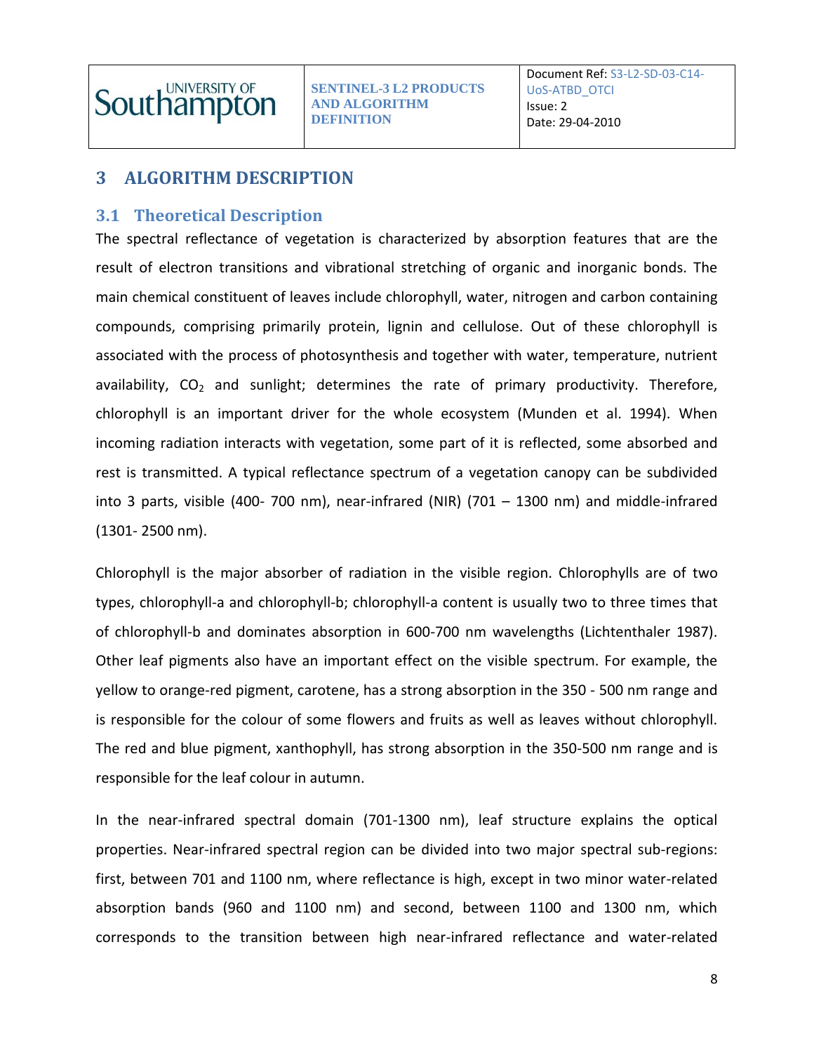# 3 ALGORITHM DESCRIPTION

## 3.1 Theoretical Description

The spectral reflectance of vegetation is characterized by absorption features that are the result of electron transitions and vibrational stretching of organic and inorganic bonds. The main chemical constituent of leaves include chlorophyll, water, nitrogen and carbon containing compounds, comprising primarily protein, lignin and cellulose. Out of these chlorophyll is associated with the process of photosynthesis and together with water, temperature, nutrient availability, $CO_2$ and sunlight; determines the rate of primary productivity. Therefore, chlorophyll is an important driver for the whole ecosystem (Munden et al. 1994). When incoming radiation interacts with vegetation, some part of it is reflected, some absorbed and rest is transmitted. A typical reflectance spectrum of a vegetation canopy can be subdivided into 3 parts, visible (400- 700 nm), near-infrared (NIR) (701 – 1300 nm) and middle-infrared (1301- 2500 nm).

Chlorophyll is the major absorber of radiation in the visible region. Chlorophylls are of two types, chlorophyll-a and chlorophyll-b; chlorophyll-a content is usually two to three times that of chlorophyll-b and dominates absorption in 600-700 nm wavelengths (Lichtenthaler 1987). Other leaf pigments also have an important effect on the visible spectrum. For example, the yellow to orange-red pigment, carotene, has a strong absorption in the 350 - 500 nm range and is responsible for the colour of some flowers and fruits as well as leaves without chlorophyll. The red and blue pigment, xanthophyll, has strong absorption in the 350-500 nm range and is responsible for the leaf colour in autumn.

In the near-infrared spectral domain (701-1300 nm), leaf structure explains the optical properties. Near-infrared spectral region can be divided into two major spectral sub-regions: first, between 701 and 1100 nm, where reflectance is high, except in two minor water-related absorption bands (960 and 1100 nm) and second, between 1100 and 1300 nm, which corresponds to the transition between high near-infrared reflectance and water-related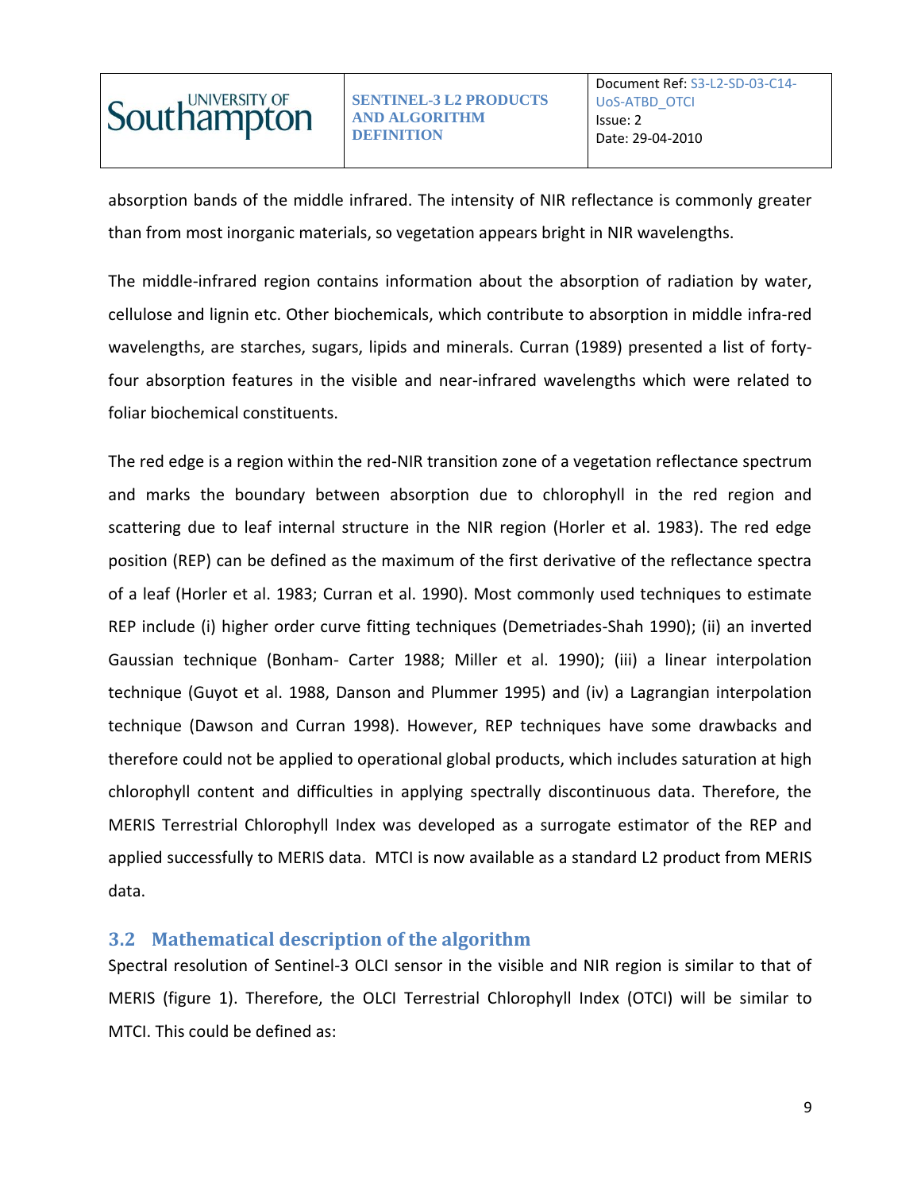absorption bands of the middle infrared. The intensity of NIR reflectance is commonly greater than from most inorganic materials, so vegetation appears bright in NIR wavelengths.

The middle-infrared region contains information about the absorption of radiation by water, cellulose and lignin etc. Other biochemicals, which contribute to absorption in middle infra-red wavelengths, are starches, sugars, lipids and minerals. Curran (1989) presented a list of forty-four absorption features in the visible and near-infrared wavelengths which were related to foliar biochemical constituents.

The red edge is a region within the red-NIR transition zone of a vegetation reflectance spectrum and marks the boundary between absorption due to chlorophyll in the red region and scattering due to leaf internal structure in the NIR region (Horler et al. 1983). The red edge position (REP) can be defined as the maximum of the first derivative of the reflectance spectra of a leaf (Horler et al. 1983; Curran et al. 1990). Most commonly used techniques to estimate REP include (i) higher order curve fitting techniques (Demetriades-Shah 1990); (ii) an inverted Gaussian technique (Bonham- Carter 1988; Miller et al. 1990); (iii) a linear interpolation technique (Guyot et al. 1988, Danson and Plummer 1995) and (iv) a Lagrangian interpolation technique (Dawson and Curran 1998). However, REP techniques have some drawbacks and therefore could not be applied to operational global products, which includes saturation at high chlorophyll content and difficulties in applying spectrally discontinuous data. Therefore, the MERIS Terrestrial Chlorophyll Index was developed as a surrogate estimator of the REP and applied successfully to MERIS data. MTCI is now available as a standard L2 product from MERIS data.

## 3.2 Mathematical description of the algorithm

Spectral resolution of Sentinel-3 OLCI sensor in the visible and NIR region is similar to that of MERIS (figure 1). Therefore, the OLCI Terrestrial Chlorophyll Index (OTCI) will be similar to MTCI. This could be defined as: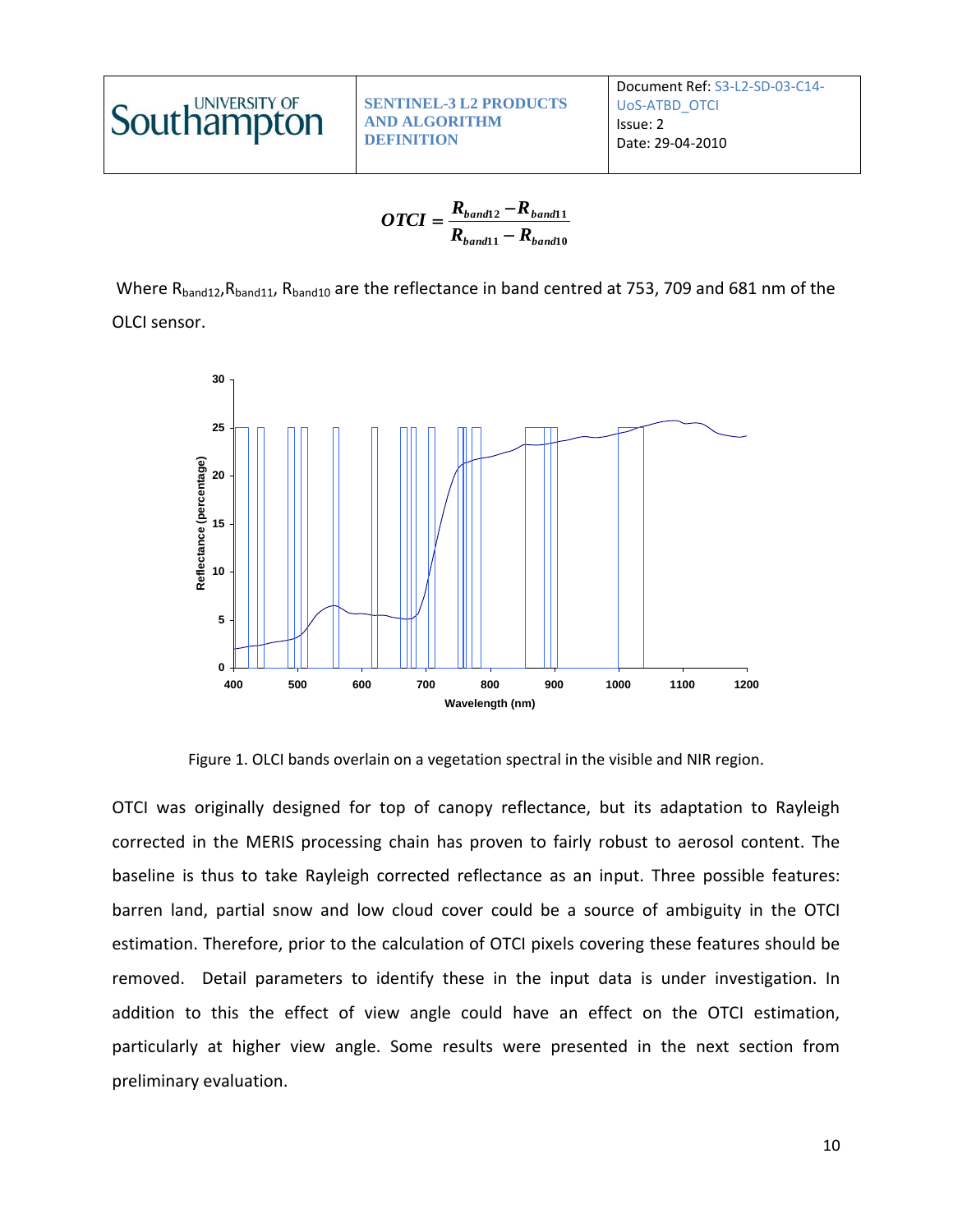$$OTCI = \frac{R_{band12} - R_{band11}}{R_{band11} - R_{band10}}$$

Where $R_{band12}$, $R_{band11}$, $R_{band10}$ are the reflectance in band centred at 753, 709 and 681 nm of the OLCI sensor.

Figure 1. OLCI bands overlain on a vegetation spectral in the visible and NIR region.

OTCI was originally designed for top of canopy reflectance, but its adaptation to Rayleigh corrected in the MERIS processing chain has proven to fairly robust to aerosol content. The baseline is thus to take Rayleigh corrected reflectance as an input. Three possible features: barren land, partial snow and low cloud cover could be a source of ambiguity in the OTCI estimation. Therefore, prior to the calculation of OTCI pixels covering these features should be removed. Detail parameters to identify these in the input data is under investigation. In addition to this the effect of view angle could have an effect on the OTCI estimation, particularly at higher view angle. Some results were presented in the next section from preliminary evaluation.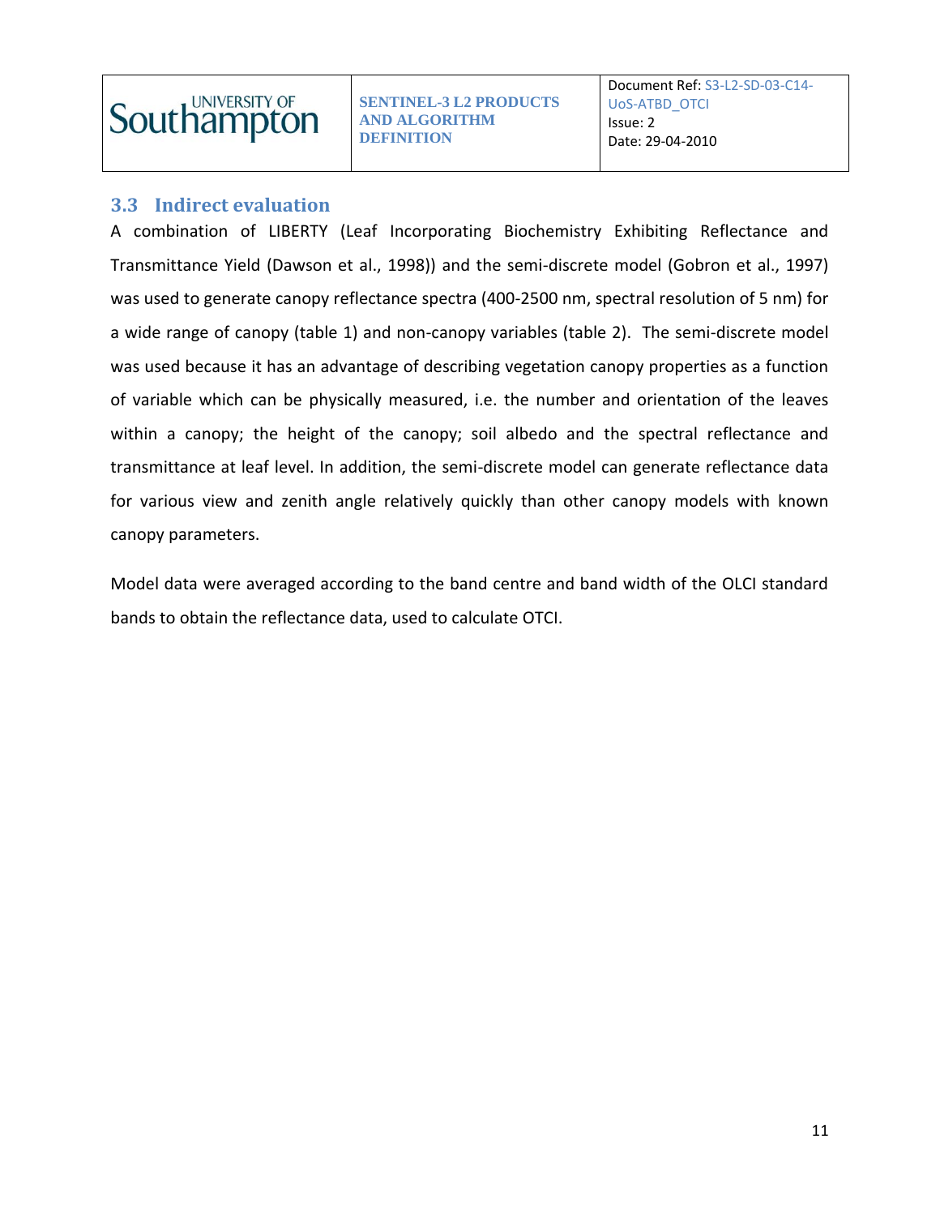### 3.3 Indirect evaluation

A combination of LIBERTY (Leaf Incorporating Biochemistry Exhibiting Reflectance and Transmittance Yield (Dawson et al., 1998)) and the semi-discrete model (Gobron et al., 1997) was used to generate canopy reflectance spectra (400-2500 nm, spectral resolution of 5 nm) for a wide range of canopy (table 1) and non-canopy variables (table 2). The semi-discrete model was used because it has an advantage of describing vegetation canopy properties as a function of variable which can be physically measured, i.e. the number and orientation of the leaves within a canopy; the height of the canopy; soil albedo and the spectral reflectance and transmittance at leaf level. In addition, the semi-discrete model can generate reflectance data for various view and zenith angle relatively quickly than other canopy models with known canopy parameters.

Model data were averaged according to the band centre and band width of the OLCI standard bands to obtain the reflectance data, used to calculate OTCI.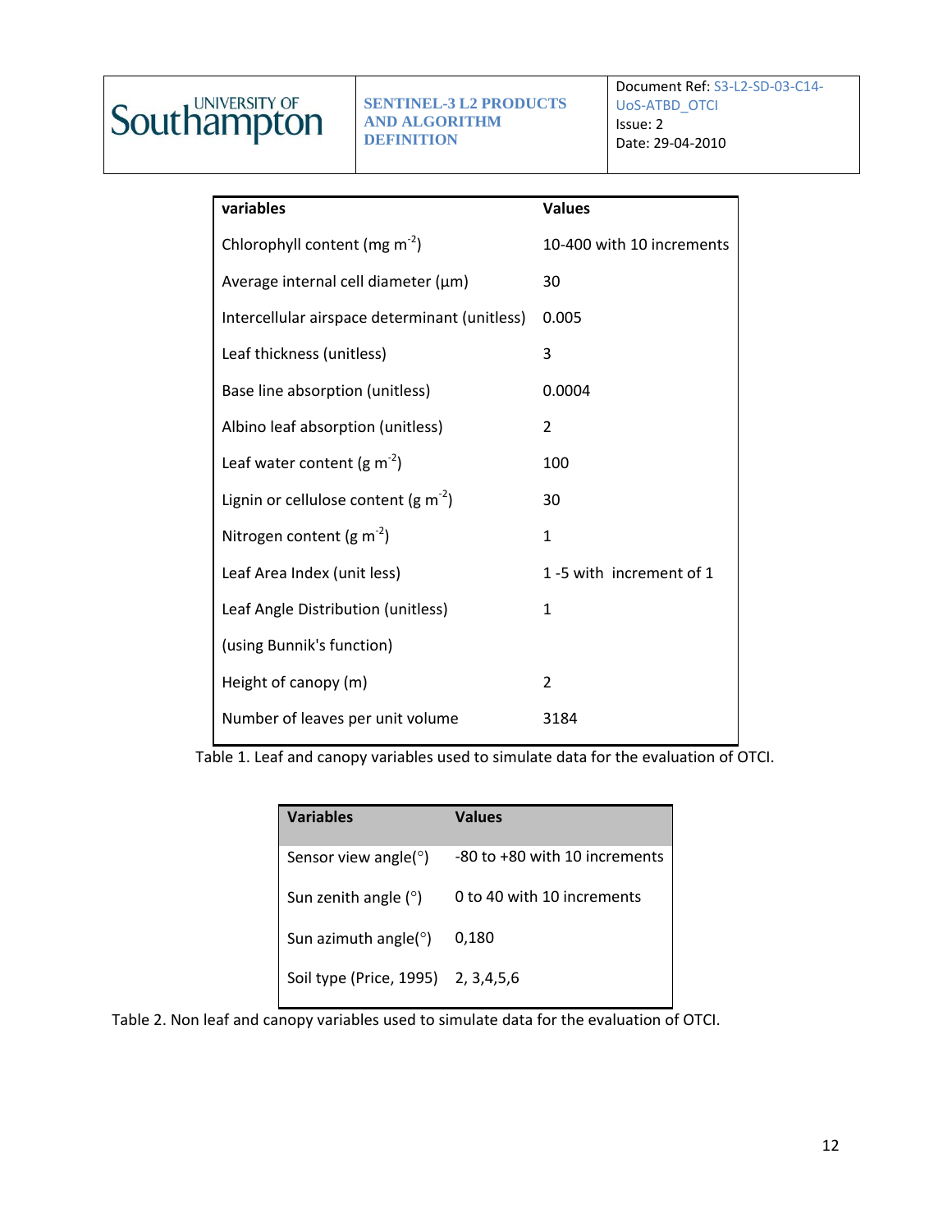| variables | Values |
|---|---|
| Chlorophyll content (mg $m^{-2}$) | 10-400 with 10 increments |
| Average internal cell diameter (µm) | 30 |
| Intercellular airspace determinant (unitless) | 0.005 |
| Leaf thickness (unitless) | 3 |
| Base line absorption (unitless) | 0.0004 |
| Albino leaf absorption (unitless) | 2 |
| Leaf water content (g $m^{-2}$) | 100 |
| Lignin or cellulose content (g $m^{-2}$) | 30 |
| Nitrogen content (g $m^{-2}$) | 1 |
| Leaf Area Index (unit less) | 1 -5 with increment of 1 |
| Leaf Angle Distribution (unitless) (using Bunnik's function) | 1 |
| Height of canopy (m) | 2 |
| Number of leaves per unit volume | 3184 |

Table 1. Leaf and canopy variables used to simulate data for the evaluation of OTCI.

| Variables | Values |
|---|---|
| Sensor view angle(°) | -80 to +80 with 10 increments |
| Sun zenith angle (°) | 0 to 40 with 10 increments |
| Sun azimuth angle(°) | 0,180 |
| Soil type (Price, 1995) | 2, 3,4,5,6 |

Table 2. Non leaf and canopy variables used to simulate data for the evaluation of OTCI.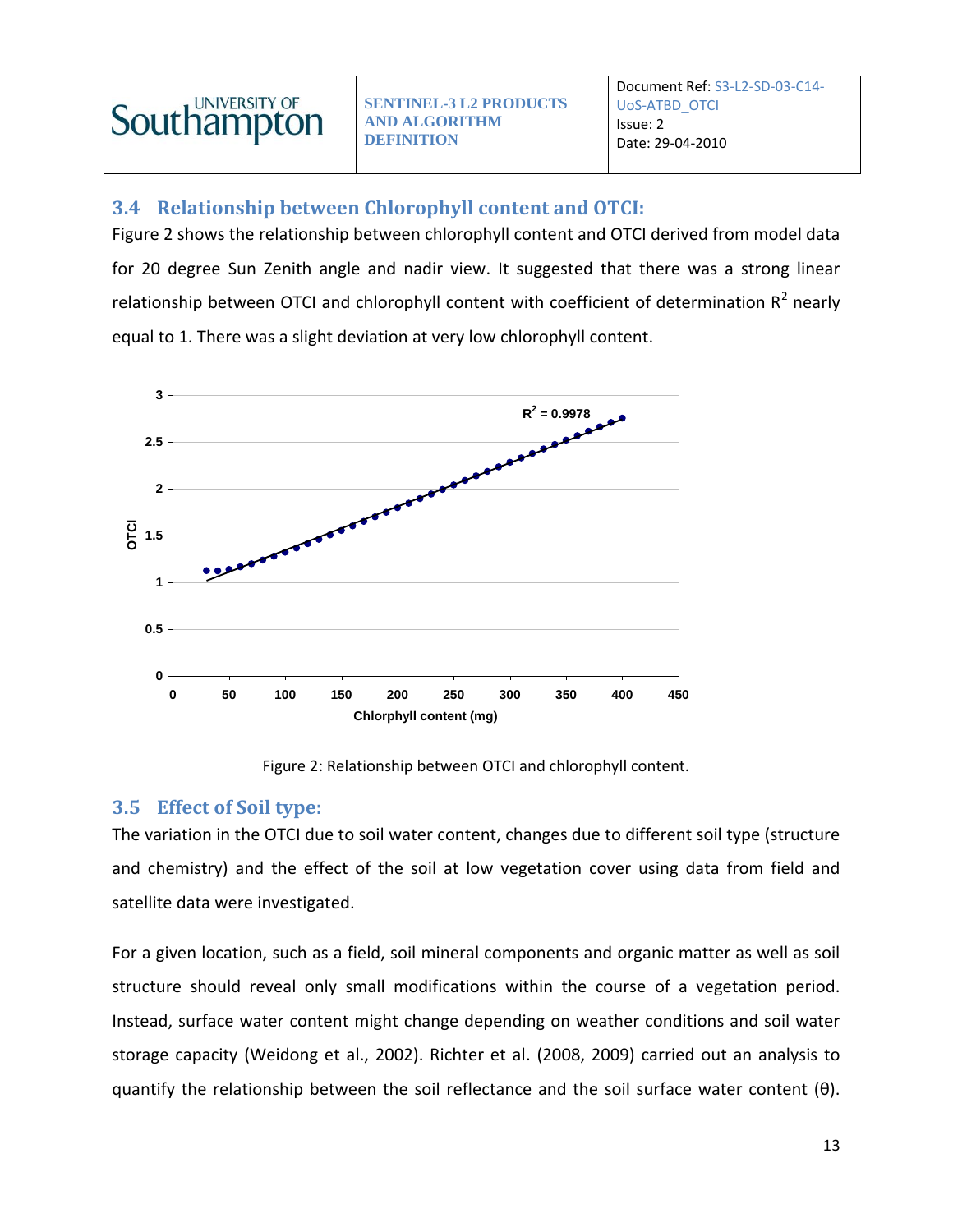## 3.4 Relationship between Chlorophyll content and OTCI:

Figure 2 shows the relationship between chlorophyll content and OTCI derived from model data for 20 degree Sun Zenith angle and nadir view. It suggested that there was a strong linear relationship between OTCI and chlorophyll content with coefficient of determination $R^2$ nearly equal to 1. There was a slight deviation at very low chlorophyll content.

Figure 2: Relationship between OTCI and chlorophyll content.

## 3.5 Effect of Soil type:

The variation in the OTCI due to soil water content, changes due to different soil type (structure and chemistry) and the effect of the soil at low vegetation cover using data from field and satellite data were investigated.

For a given location, such as a field, soil mineral components and organic matter as well as soil structure should reveal only small modifications within the course of a vegetation period. Instead, surface water content might change depending on weather conditions and soil water storage capacity (Weidong et al., 2002). Richter et al. (2008, 2009) carried out an analysis to quantify the relationship between the soil reflectance and the soil surface water content (θ).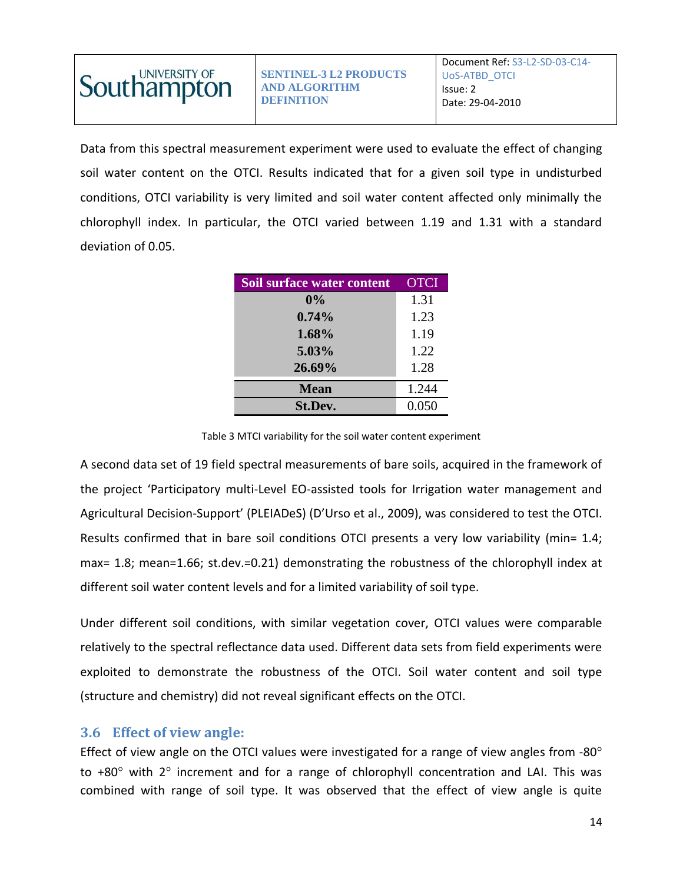Data from this spectral measurement experiment were used to evaluate the effect of changing soil water content on the OTCI. Results indicated that for a given soil type in undisturbed conditions, OTCI variability is very limited and soil water content affected only minimally the chlorophyll index. In particular, the OTCI varied between 1.19 and 1.31 with a standard deviation of 0.05.

| Soil surface water content | OTCI |
|---|---|
| **0%** | 1.31 |
| **0.74%** | 1.23 |
| **1.68%** | 1.19 |
| **5.03%** | 1.22 |
| **26.69%** | 1.28 |
| **Mean** | 1.244 |
| **St.Dev.** | 0.050 |

Table 3 MTCI variability for the soil water content experiment

A second data set of 19 field spectral measurements of bare soils, acquired in the framework of the project 'Participatory multi-Level EO-assisted tools for Irrigation water management and Agricultural Decision-Support' (PLEIADeS) (D'Urso et al., 2009), was considered to test the OTCI. Results confirmed that in bare soil conditions OTCI presents a very low variability (min= 1.4; max= 1.8; mean=1.66; st.dev.=0.21) demonstrating the robustness of the chlorophyll index at different soil water content levels and for a limited variability of soil type.

Under different soil conditions, with similar vegetation cover, OTCI values were comparable relatively to the spectral reflectance data used. Different data sets from field experiments were exploited to demonstrate the robustness of the OTCI. Soil water content and soil type (structure and chemistry) did not reveal significant effects on the OTCI.

## 3.6 Effect of view angle:

Effect of view angle on the OTCI values were investigated for a range of view angles from -80° to +80° with 2° increment and for a range of chlorophyll concentration and LAI. This was combined with range of soil type. It was observed that the effect of view angle is quite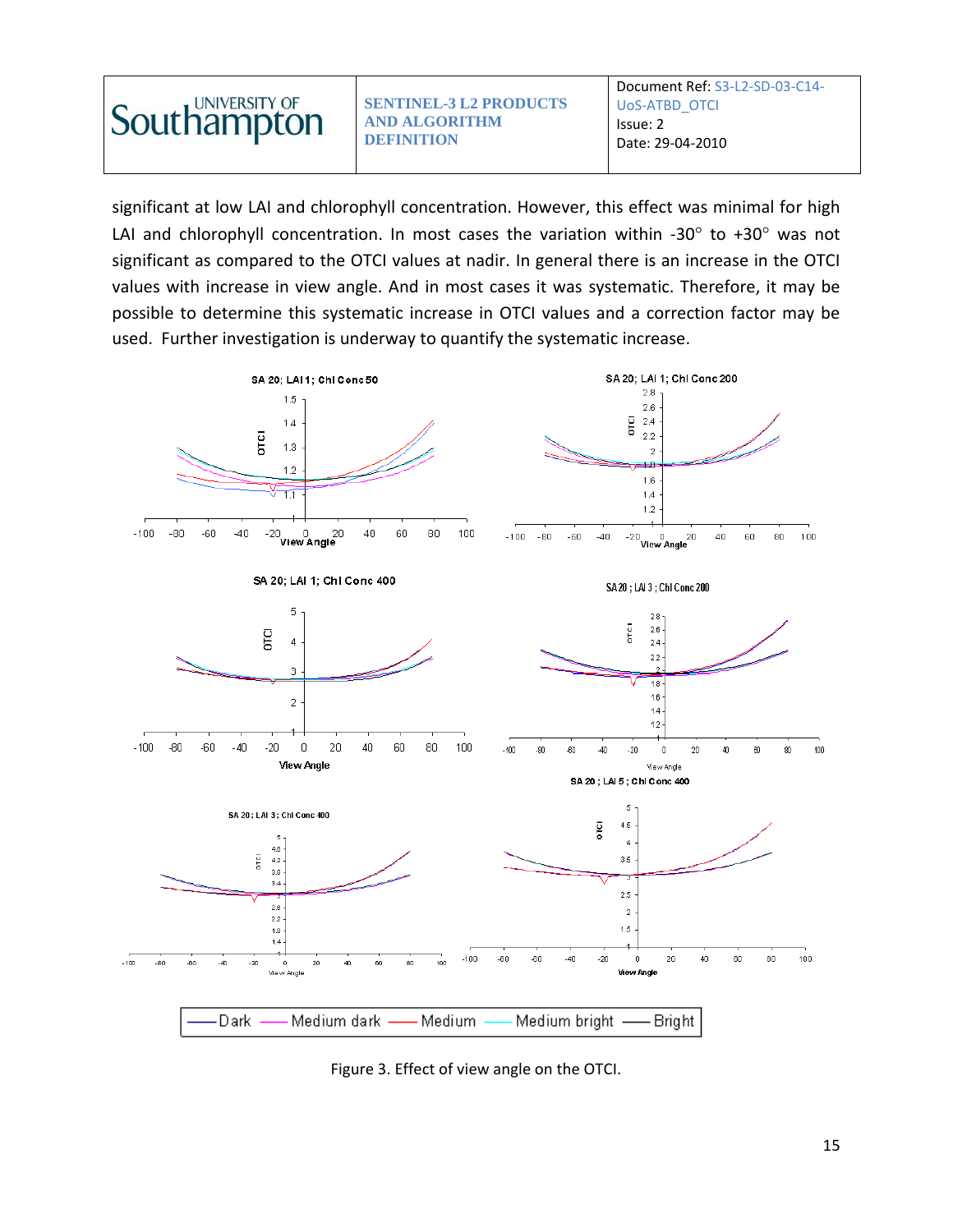significant at low LAI and chlorophyll concentration. However, this effect was minimal for high LAI and chlorophyll concentration. In most cases the variation within -30° to +30° was not significant as compared to the OTCI values at nadir. In general there is an increase in the OTCI values with increase in view angle. And in most cases it was systematic. Therefore, it may be possible to determine this systematic increase in OTCI values and a correction factor may be used. Further investigation is underway to quantify the systematic increase.

Figure 3. Effect of view angle on the OTCI.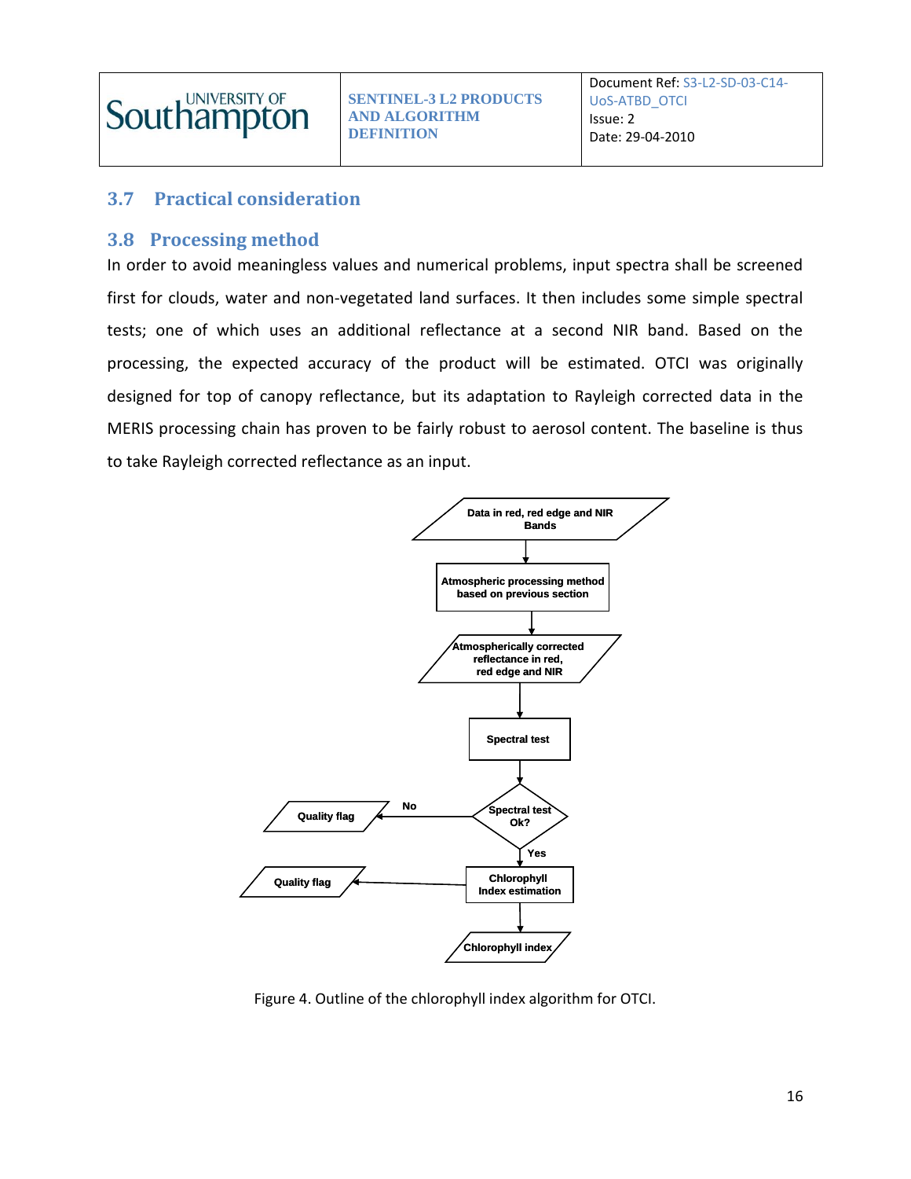## 3.7 Practical consideration

## 3.8 Processing method

In order to avoid meaningless values and numerical problems, input spectra shall be screened first for clouds, water and non-vegetated land surfaces. It then includes some simple spectral tests; one of which uses an additional reflectance at a second NIR band. Based on the processing, the expected accuracy of the product will be estimated. OTCI was originally designed for top of canopy reflectance, but its adaptation to Rayleigh corrected data in the MERIS processing chain has proven to be fairly robust to aerosol content. The baseline is thus to take Rayleigh corrected reflectance as an input.

Data in red, red edge and NIR Bands

Atmospheric processing method based on previous section

Atmospherically corrected reflectance in red, red edge and NIR

Spectral test

Spectral test Ok?

No

Quality flag

Yes

Chlorophyll Index estimation

Quality flag

Chlorophyll index

Figure 4. Outline of the chlorophyll index algorithm for OTCI.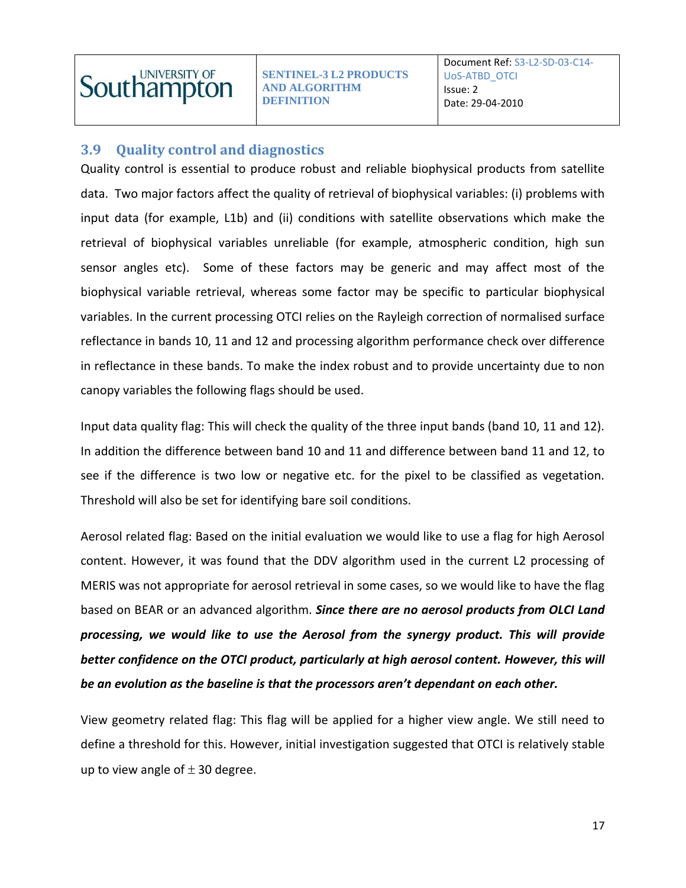## 3.9 Quality control and diagnostics

Quality control is essential to produce robust and reliable biophysical products from satellite data. Two major factors affect the quality of retrieval of biophysical variables: (i) problems with input data (for example, L1b) and (ii) conditions with satellite observations which make the retrieval of biophysical variables unreliable (for example, atmospheric condition, high sun sensor angles etc). Some of these factors may be generic and may affect most of the biophysical variable retrieval, whereas some factor may be specific to particular biophysical variables. In the current processing OTCI relies on the Rayleigh correction of normalised surface reflectance in bands 10, 11 and 12 and processing algorithm performance check over difference in reflectance in these bands. To make the index robust and to provide uncertainty due to non canopy variables the following flags should be used.

Input data quality flag: This will check the quality of the three input bands (band 10, 11 and 12). In addition the difference between band 10 and 11 and difference between band 11 and 12, to see if the difference is two low or negative etc. for the pixel to be classified as vegetation. Threshold will also be set for identifying bare soil conditions.

Aerosol related flag: Based on the initial evaluation we would like to use a flag for high Aerosol content. However, it was found that the DDV algorithm used in the current L2 processing of MERIS was not appropriate for aerosol retrieval in some cases, so we would like to have the flag based on BEAR or an advanced algorithm. ***Since there are no aerosol products from OLCI Land processing, we would like to use the Aerosol from the synergy product. This will provide better confidence on the OTCI product, particularly at high aerosol content. However, this will be an evolution as the baseline is that the processors aren't dependant on each other.***

View geometry related flag: This flag will be applied for a higher view angle. We still need to define a threshold for this. However, initial investigation suggested that OTCI is relatively stable up to view angle of $\pm$ 30 degree.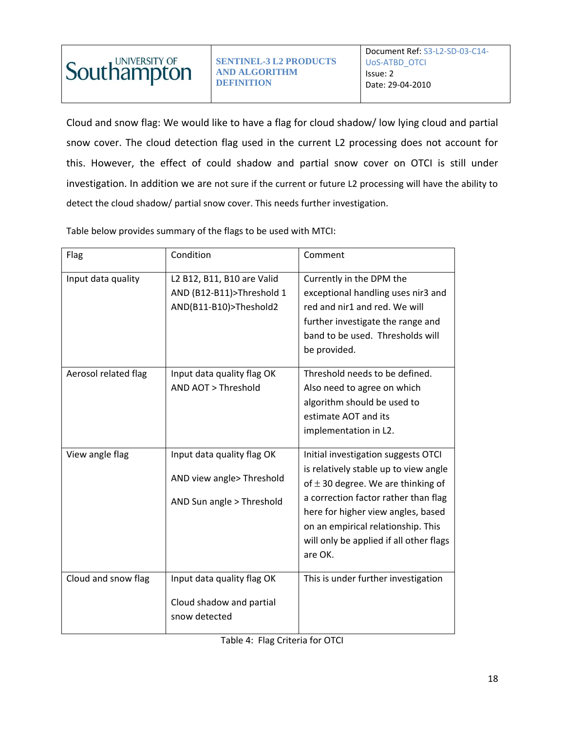Cloud and snow flag: We would like to have a flag for cloud shadow/ low lying cloud and partial snow cover. The cloud detection flag used in the current L2 processing does not account for this. However, the effect of could shadow and partial snow cover on OTCI is still under investigation. In addition we are not sure if the current or future L2 processing will have the ability to detect the cloud shadow/ partial snow cover. This needs further investigation.

Table below provides summary of the flags to be used with MTCI:

| Flag | Condition | Comment |
|---|---|---|
| Input data quality | L2 B12, B11, B10 are Valid AND (B12-B11)>Threshold 1 AND(B11-B10)>Thesold2 | Currently in the DPM the exceptional handling uses nir3 and red and nir1 and red. We will further investigate the range and band to be used. Thresholds will be provided. |
| Aerosol related flag | Input data quality flag OK AND AOT > Threshold | Threshold needs to be defined. Also need to agree on which algorithm should be used to estimate AOT and its implementation in L2. |
| View angle flag | Input data quality flag OK<br><br>AND view angle> Threshold<br><br>AND Sun angle > Threshold | Initial investigation suggests OTCI is relatively stable up to view angle of $\pm$ 30 degree. We are thinking of a correction factor rather than flag here for higher view angles, based on an empirical relationship. This will only be applied if all other flags are OK. |
| Cloud and snow flag | Input data quality flag OK<br><br>Cloud shadow and partial snow detected | This is under further investigation |

Table 4: Flag Criteria for OTCI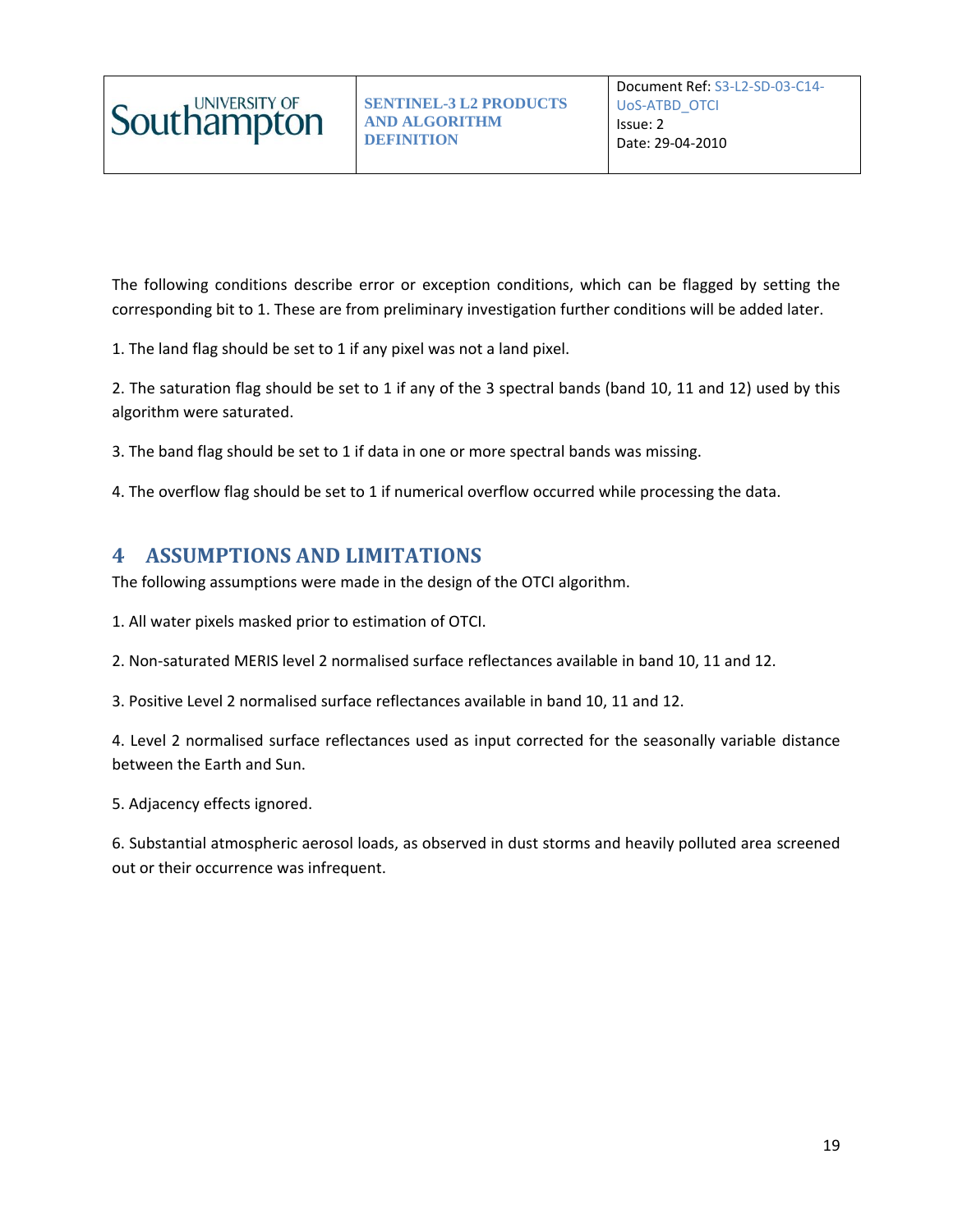The following conditions describe error or exception conditions, which can be flagged by setting the corresponding bit to 1. These are from preliminary investigation further conditions will be added later.

1. The land flag should be set to 1 if any pixel was not a land pixel.

2. The saturation flag should be set to 1 if any of the 3 spectral bands (band 10, 11 and 12) used by this algorithm were saturated.

3. The band flag should be set to 1 if data in one or more spectral bands was missing.

4. The overflow flag should be set to 1 if numerical overflow occurred while processing the data.

# 4 ASSUMPTIONS AND LIMITATIONS

The following assumptions were made in the design of the OTCI algorithm.

1. All water pixels masked prior to estimation of OTCI.

2. Non-saturated MERIS level 2 normalised surface reflectances available in band 10, 11 and 12.

3. Positive Level 2 normalised surface reflectances available in band 10, 11 and 12.

4. Level 2 normalised surface reflectances used as input corrected for the seasonally variable distance between the Earth and Sun.

5. Adjacency effects ignored.

6. Substantial atmospheric aerosol loads, as observed in dust storms and heavily polluted area screened out or their occurrence was infrequent.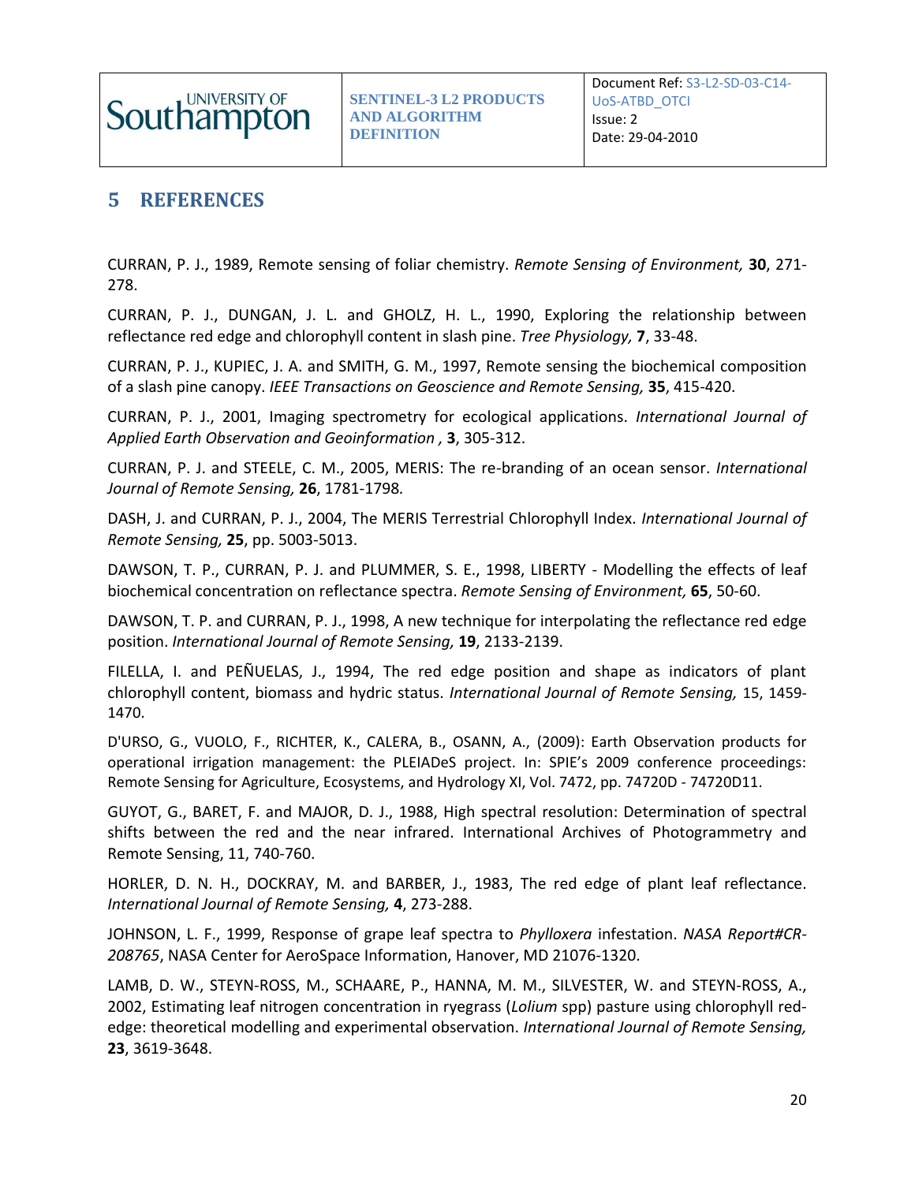# 5 REFERENCES

CURRAN, P. J., 1989, Remote sensing of foliar chemistry. *Remote Sensing of Environment,* **30**, 271-278.

CURRAN, P. J., DUNGAN, J. L. and GHOLZ, H. L., 1990, Exploring the relationship between reflectance red edge and chlorophyll content in slash pine. *Tree Physiology,* **7**, 33-48.

CURRAN, P. J., KUPIEC, J. A. and SMITH, G. M., 1997, Remote sensing the biochemical composition of a slash pine canopy. *IEEE Transactions on Geoscience and Remote Sensing,* **35**, 415-420.

CURRAN, P. J., 2001, Imaging spectrometry for ecological applications. *International Journal of Applied Earth Observation and Geoinformation ,* **3**, 305-312.

CURRAN, P. J. and STEELE, C. M., 2005, MERIS: The re-branding of an ocean sensor. *International Journal of Remote Sensing,* **26**, 1781-1798*.*

DASH, J. and CURRAN, P. J., 2004, The MERIS Terrestrial Chlorophyll Index. *International Journal of Remote Sensing,* **25**, pp. 5003-5013.

DAWSON, T. P., CURRAN, P. J. and PLUMMER, S. E., 1998, LIBERTY - Modelling the effects of leaf biochemical concentration on reflectance spectra. *Remote Sensing of Environment,* **65**, 50-60.

DAWSON, T. P. and CURRAN, P. J., 1998, A new technique for interpolating the reflectance red edge position. *International Journal of Remote Sensing,* **19**, 2133-2139.

FILELLA, I. and PEÑUELAS, J., 1994, The red edge position and shape as indicators of plant chlorophyll content, biomass and hydric status. *International Journal of Remote Sensing,* 15, 1459-1470.

D'URSO, G., VUOLO, F., RICHTER, K., CALERA, B., OSANN, A., (2009): Earth Observation products for operational irrigation management: the PLEIADeS project. In: SPIE's 2009 conference proceedings: Remote Sensing for Agriculture, Ecosystems, and Hydrology XI, Vol. 7472, pp. 74720D - 74720D11.

GUYOT, G., BARET, F. and MAJOR, D. J., 1988, High spectral resolution: Determination of spectral shifts between the red and the near infrared. International Archives of Photogrammetry and Remote Sensing, 11, 740-760.

HORLER, D. N. H., DOCKRAY, M. and BARBER, J., 1983, The red edge of plant leaf reflectance. *International Journal of Remote Sensing,* **4**, 273-288.

JOHNSON, L. F., 1999, Response of grape leaf spectra to *Phylloxera* infestation. *NASA Report#CR-208765*, NASA Center for AeroSpace Information, Hanover, MD 21076-1320.

LAMB, D. W., STEYN-ROSS, M., SCHAARE, P., HANNA, M. M., SILVESTER, W. and STEYN-ROSS, A., 2002, Estimating leaf nitrogen concentration in ryegrass (*Lolium* spp) pasture using chlorophyll red-edge: theoretical modelling and experimental observation. *International Journal of Remote Sensing,* **23**, 3619-3648.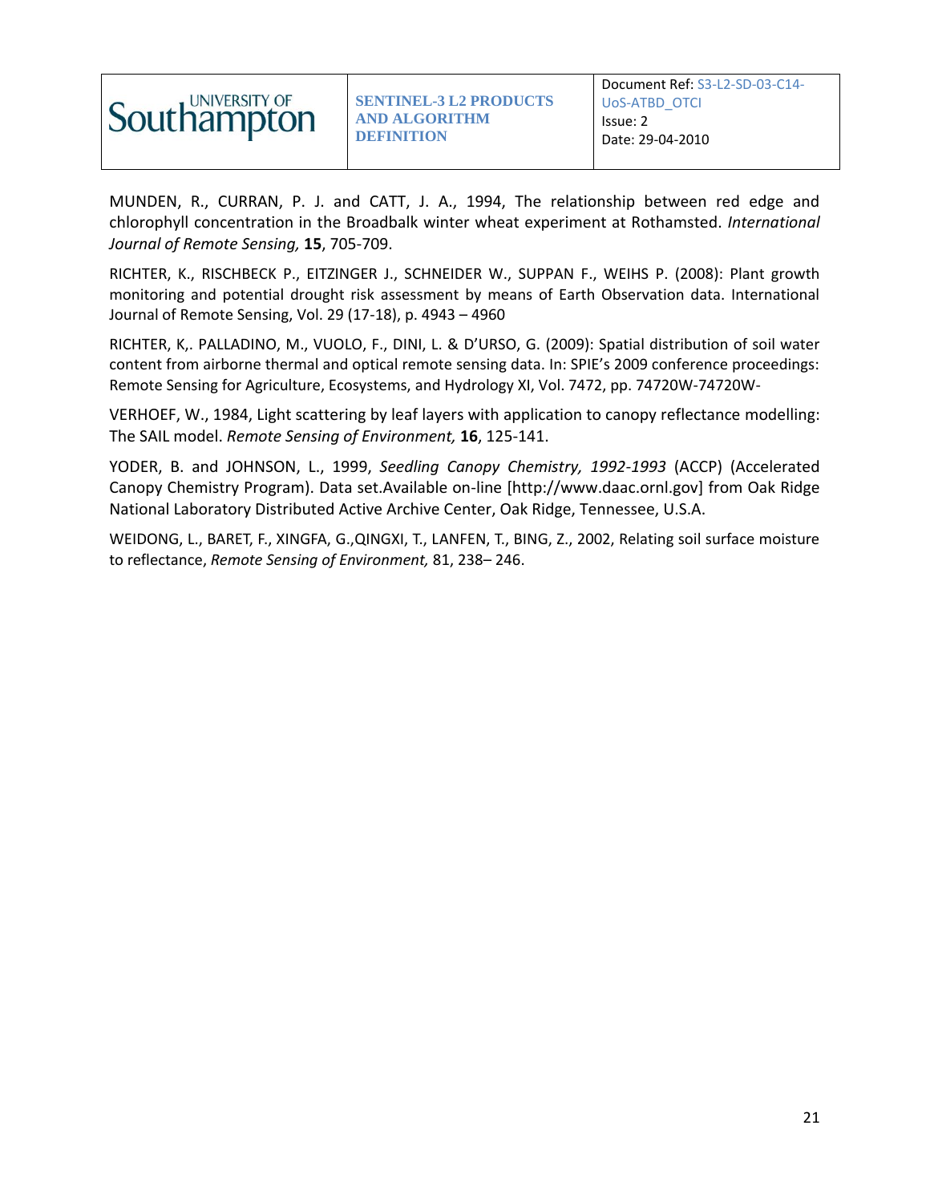MUNDEN, R., CURRAN, P. J. and CATT, J. A., 1994, The relationship between red edge and chlorophyll concentration in the Broadbalk winter wheat experiment at Rothamsted. *International Journal of Remote Sensing,* **15**, 705-709.

RICHTER, K., RISCHBECK P., EITZINGER J., SCHNEIDER W., SUPPAN F., WEIHS P. (2008): Plant growth monitoring and potential drought risk assessment by means of Earth Observation data. International Journal of Remote Sensing, Vol. 29 (17-18), p. 4943 – 4960

RICHTER, K,. PALLADINO, M., VUOLO, F., DINI, L. & D'URSO, G. (2009): Spatial distribution of soil water content from airborne thermal and optical remote sensing data. In: SPIE's 2009 conference proceedings: Remote Sensing for Agriculture, Ecosystems, and Hydrology XI, Vol. 7472, pp. 74720W-74720W-

VERHOEF, W., 1984, Light scattering by leaf layers with application to canopy reflectance modelling: The SAIL model. *Remote Sensing of Environment,* **16**, 125-141.

YODER, B. and JOHNSON, L., 1999, *Seedling Canopy Chemistry, 1992-1993* (ACCP) (Accelerated Canopy Chemistry Program). Data set.Available on-line [http://www.daac.ornl.gov] from Oak Ridge National Laboratory Distributed Active Archive Center, Oak Ridge, Tennessee, U.S.A.

WEIDONG, L., BARET, F., XINGFA, G.,QINGXI, T., LANFEN, T., BING, Z., 2002, Relating soil surface moisture to reflectance, *Remote Sensing of Environment,* 81, 238– 246.